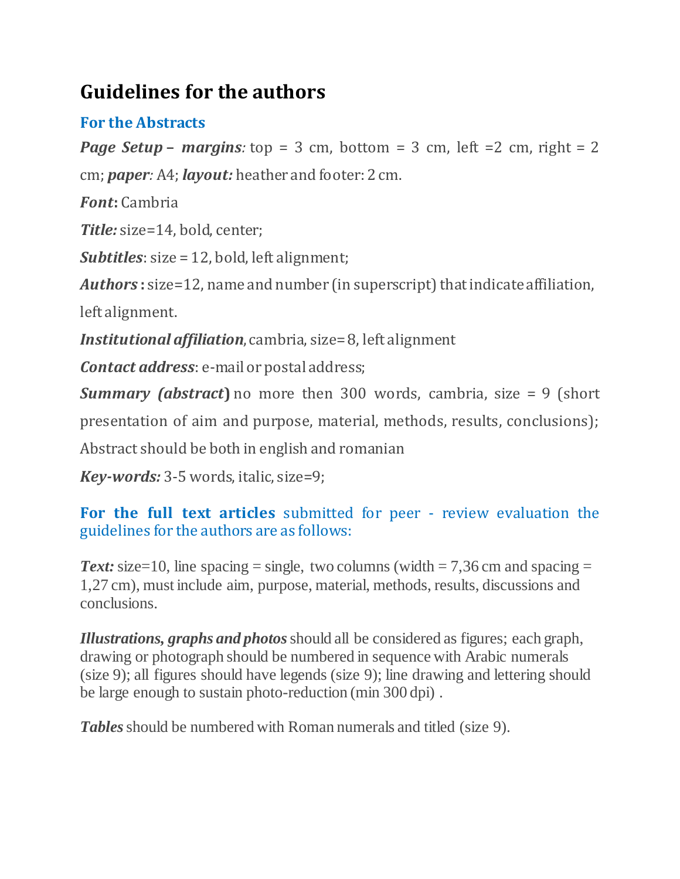# Guidelines for the authors

## For the Abstracts

***Page Setup* – *margins*:** top = 3 cm, bottom = 3 cm, left =2 cm, right = 2 cm; ***paper*:** A4; ***layout:*** heather and footer: 2 cm.

***Font*:** Cambria

***Title:*** size=14, bold, center;

***Subtitles***: size = 12, bold, left alignment;

***Authors* :** size=12, name and number (in superscript) that indicate affiliation, left alignment.

***Institutional affiliation***, cambria, size= 8, left alignment

***Contact address***: e-mail or postal address;

***Summary (abstract)*** no more then 300 words, cambria, size = 9 (short presentation of aim and purpose, material, methods, results, conclusions); Abstract should be both in english and romanian

***Key-words:*** 3-5 words, italic, size=9;

## **For the full text articles** submitted for peer - review evaluation the guidelines for the authors are as follows:

***Text:*** size=10, line spacing = single, two columns (width = 7,36 cm and spacing = 1,27 cm), must include aim, purpose, material, methods, results, discussions and conclusions.

***Illustrations, graphs and photos*** should all be considered as figures; each graph, drawing or photograph should be numbered in sequence with Arabic numerals (size 9); all figures should have legends (size 9); line drawing and lettering should be large enough to sustain photo-reduction (min 300 dpi) .

***Tables*** should be numbered with Roman numerals and titled (size 9).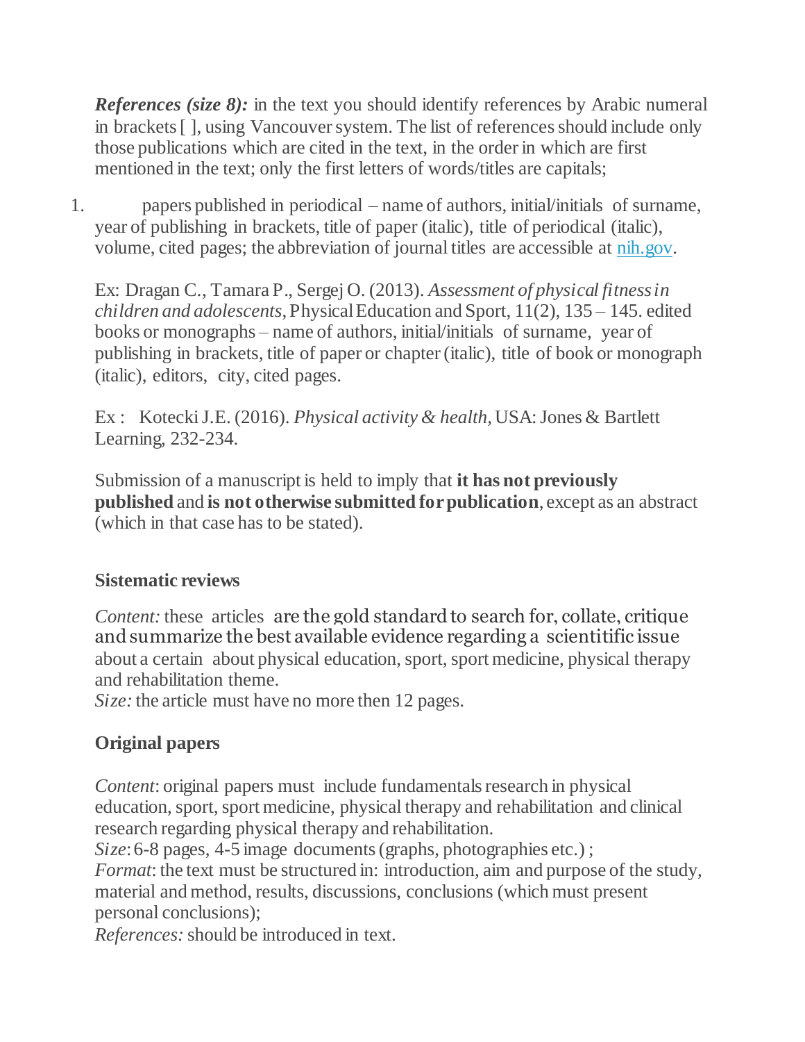***References (size 8):*** in the text you should identify references by Arabic numeral in brackets [ ], using Vancouver system. The list of references should include only those publications which are cited in the text, in the order in which are first mentioned in the text; only the first letters of words/titles are capitals;

1. papers published in periodical – name of authors, initial/initials of surname, year of publishing in brackets, title of paper (italic), title of periodical (italic), volume, cited pages; the abbreviation of journal titles are accessible at [nih.gov](nih.gov).

   Ex: Dragan C., Tamara P., Sergej O. (2013). *Assessment of physical fitness in children and adolescents*, Physical Education and Sport, 11(2), 135 – 145. edited books or monographs – name of authors, initial/initials of surname, year of publishing in brackets, title of paper or chapter (italic), title of book or monograph (italic), editors, city, cited pages.

   Ex : Kotecki J.E. (2016). *Physical activity & health,* USA: Jones & Bartlett Learning, 232-234.

   Submission of a manuscript is held to imply that **it has not previously published** and **is not otherwise submitted for publication**, except as an abstract (which in that case has to be stated).

**Sistematic reviews**

*Content:* these articles are the gold standard to search for, collate, critique and summarize the best available evidence regarding a scientitific issue about a certain about physical education, sport, sport medicine, physical therapy and rehabilitation theme.
*Size:* the article must have no more then 12 pages.

**Original papers**

*Content*: original papers must include fundamentals research in physical education, sport, sport medicine, physical therapy and rehabilitation and clinical research regarding physical therapy and rehabilitation.
*Size*: 6-8 pages, 4-5 image documents (graphs, photographies etc.) ;
*Format*: the text must be structured in: introduction, aim and purpose of the study, material and method, results, discussions, conclusions (which must present personal conclusions);
*References:* should be introduced in text.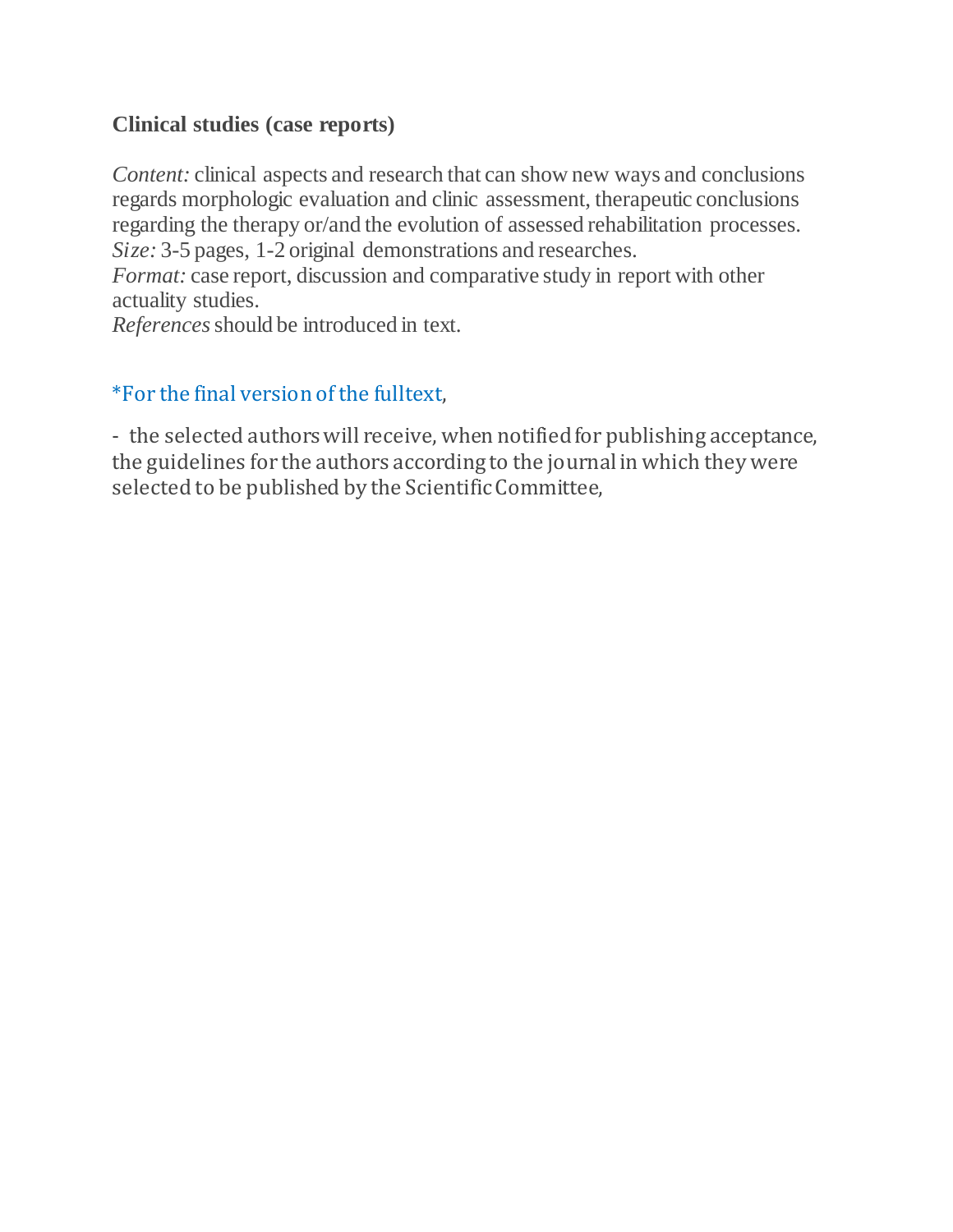**Clinical studies (case reports)**

*Content:* clinical aspects and research that can show new ways and conclusions regards morphologic evaluation and clinic assessment, therapeutic conclusions regarding the therapy or/and the evolution of assessed rehabilitation processes.
*Size:* 3-5 pages, 1-2 original demonstrations and researches.
*Format:* case report, discussion and comparative study in report with other actuality studies.
*References* should be introduced in text.

*For the final version of the fulltext,

- the selected authors will receive, when notified for publishing acceptance, the guidelines for the authors according to the journal in which they were selected to be published by the Scientific Committee,